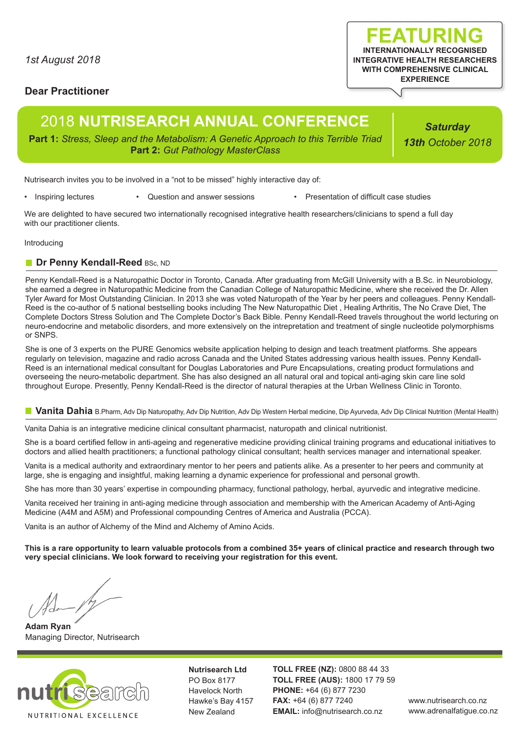*1st August 2018*

**FEATURING**
**INTERNATIONALLY RECOGNISED INTEGRATIVE HEALTH RESEARCHERS WITH COMPREHENSIVE CLINICAL EXPERIENCE**

**Dear Practitioner**

# 2018 NUTRISEARCH ANNUAL CONFERENCE

**Part 1:** *Stress, Sleep and the Metabolism: A Genetic Approach to this Terrible Triad*
**Part 2:** *Gut Pathology MasterClass*

***Saturday 13th** October 2018*

Nutrisearch invites you to be involved in a "not to be missed" highly interactive day of:

- Inspiring lectures
- Question and answer sessions
- Presentation of difficult case studies

We are delighted to have secured two internationally recognised integrative health researchers/clinicians to spend a full day with our practitioner clients.

Introducing

## Dr Penny Kendall-Reed BSc, ND

Penny Kendall-Reed is a Naturopathic Doctor in Toronto, Canada. After graduating from McGill University with a B.Sc. in Neurobiology, she earned a degree in Naturopathic Medicine from the Canadian College of Naturopathic Medicine, where she received the Dr. Allen Tyler Award for Most Outstanding Clinician. In 2013 she was voted Naturopath of the Year by her peers and colleagues. Penny Kendall-Reed is the co-author of 5 national bestselling books including The New Naturopathic Diet , Healing Arthritis, The No Crave Diet, The Complete Doctors Stress Solution and The Complete Doctor's Back Bible. Penny Kendall-Reed travels throughout the world lecturing on neuro-endocrine and metabolic disorders, and more extensively on the intrepretation and treatment of single nucleotide polymorphisms or SNPS.

She is one of 3 experts on the PURE Genomics website application helping to design and teach treatment platforms. She appears regularly on television, magazine and radio across Canada and the United States addressing various health issues. Penny Kendall-Reed is an international medical consultant for Douglas Laboratories and Pure Encapsulations, creating product formulations and overseeing the neuro-metabolic department. She has also designed an all natural oral and topical anti-aging skin care line sold throughout Europe. Presently, Penny Kendall-Reed is the director of natural therapies at the Urban Wellness Clinic in Toronto.

## Vanita Dahia B.Pharm, Adv Dip Naturopathy, Adv Dip Nutrition, Adv Dip Western Herbal medicine, Dip Ayurveda, Adv Dip Clinical Nutrition (Mental Health)

Vanita Dahia is an integrative medicine clinical consultant pharmacist, naturopath and clinical nutritionist.

She is a board certified fellow in anti-ageing and regenerative medicine providing clinical training programs and educational initiatives to doctors and allied health practitioners; a functional pathology clinical consultant; health services manager and international speaker.

Vanita is a medical authority and extraordinary mentor to her peers and patients alike. As a presenter to her peers and community at large, she is engaging and insightful, making learning a dynamic experience for professional and personal growth.

She has more than 30 years' expertise in compounding pharmacy, functional pathology, herbal, ayurvedic and integrative medicine.

Vanita received her training in anti-aging medicine through association and membership with the American Academy of Anti-Aging Medicine (A4M and A5M) and Professional compounding Centres of America and Australia (PCCA).

Vanita is an author of Alchemy of the Mind and Alchemy of Amino Acids.

**This is a rare opportunity to learn valuable protocols from a combined 35+ years of clinical practice and research through two very special clinicians. We look forward to receiving your registration for this event.**

**Adam Ryan**
Managing Director, Nutrisearch

nutrisearch
NUTRITIONAL EXCELLENCE

**Nutrisearch Ltd**
PO Box 8177
Havelock North
Hawke's Bay 4157
New Zealand

**TOLL FREE (NZ):** 0800 88 44 33
**TOLL FREE (AUS):** 1800 17 79 59
**PHONE:** +64 (6) 877 7230
**FAX:** +64 (6) 877 7240
**EMAIL:** info@nutrisearch.co.nz

www.nutrisearch.co.nz
www.adrenalfatigue.co.nz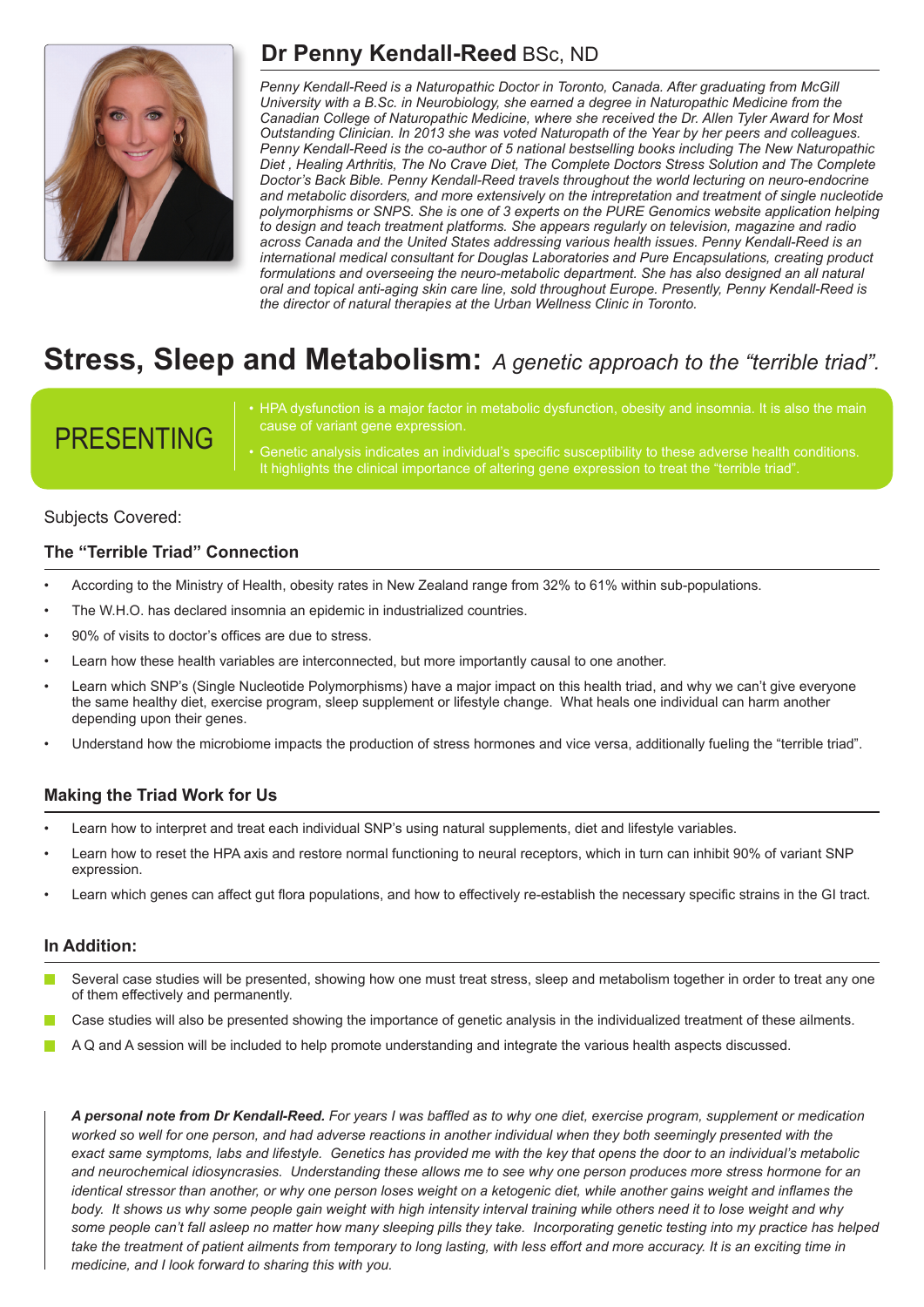## Dr Penny Kendall-Reed BSc, ND

*Penny Kendall-Reed is a Naturopathic Doctor in Toronto, Canada. After graduating from McGill University with a B.Sc. in Neurobiology, she earned a degree in Naturopathic Medicine from the Canadian College of Naturopathic Medicine, where she received the Dr. Allen Tyler Award for Most Outstanding Clinician. In 2013 she was voted Naturopath of the Year by her peers and colleagues. Penny Kendall-Reed is the co-author of 5 national bestselling books including The New Naturopathic Diet , Healing Arthritis, The No Crave Diet, The Complete Doctors Stress Solution and The Complete Doctor's Back Bible. Penny Kendall-Reed travels throughout the world lecturing on neuro-endocrine and metabolic disorders, and more extensively on the intrepretation and treatment of single nucleotide polymorphisms or SNPS. She is one of 3 experts on the PURE Genomics website application helping to design and teach treatment platforms. She appears regularly on television, magazine and radio across Canada and the United States addressing various health issues. Penny Kendall-Reed is an international medical consultant for Douglas Laboratories and Pure Encapsulations, creating product formulations and overseeing the neuro-metabolic department. She has also designed an all natural oral and topical anti-aging skin care line, sold throughout Europe. Presently, Penny Kendall-Reed is the director of natural therapies at the Urban Wellness Clinic in Toronto.*

# Stress, Sleep and Metabolism: *A genetic approach to the "terrible triad".*

**PRESENTING**

- HPA dysfunction is a major factor in metabolic dysfunction, obesity and insomnia. It is also the main cause of variant gene expression.
- Genetic analysis indicates an individual's specific susceptibility to these adverse health conditions. It highlights the clinical importance of altering gene expression to treat the "terrible triad".

Subjects Covered:

### The "Terrible Triad" Connection

- According to the Ministry of Health, obesity rates in New Zealand range from 32% to 61% within sub-populations.
- The W.H.O. has declared insomnia an epidemic in industrialized countries.
- 90% of visits to doctor's offices are due to stress.
- Learn how these health variables are interconnected, but more importantly causal to one another.
- Learn which SNP's (Single Nucleotide Polymorphisms) have a major impact on this health triad, and why we can't give everyone the same healthy diet, exercise program, sleep supplement or lifestyle change. What heals one individual can harm another depending upon their genes.
- Understand how the microbiome impacts the production of stress hormones and vice versa, additionally fueling the "terrible triad".

### Making the Triad Work for Us

- Learn how to interpret and treat each individual SNP's using natural supplements, diet and lifestyle variables.
- Learn how to reset the HPA axis and restore normal functioning to neural receptors, which in turn can inhibit 90% of variant SNP expression.
- Learn which genes can affect gut flora populations, and how to effectively re-establish the necessary specific strains in the GI tract.

### In Addition:

- Several case studies will be presented, showing how one must treat stress, sleep and metabolism together in order to treat any one of them effectively and permanently.
- Case studies will also be presented showing the importance of genetic analysis in the individualized treatment of these ailments.
- A Q and A session will be included to help promote understanding and integrate the various health aspects discussed.

***A personal note from Dr Kendall-Reed.*** *For years I was baffled as to why one diet, exercise program, supplement or medication worked so well for one person, and had adverse reactions in another individual when they both seemingly presented with the exact same symptoms, labs and lifestyle. Genetics has provided me with the key that opens the door to an individual's metabolic and neurochemical idiosyncrasies. Understanding these allows me to see why one person produces more stress hormone for an identical stressor than another, or why one person loses weight on a ketogenic diet, while another gains weight and inflames the body. It shows us why some people gain weight with high intensity interval training while others need it to lose weight and why some people can't fall asleep no matter how many sleeping pills they take. Incorporating genetic testing into my practice has helped take the treatment of patient ailments from temporary to long lasting, with less effort and more accuracy. It is an exciting time in medicine, and I look forward to sharing this with you.*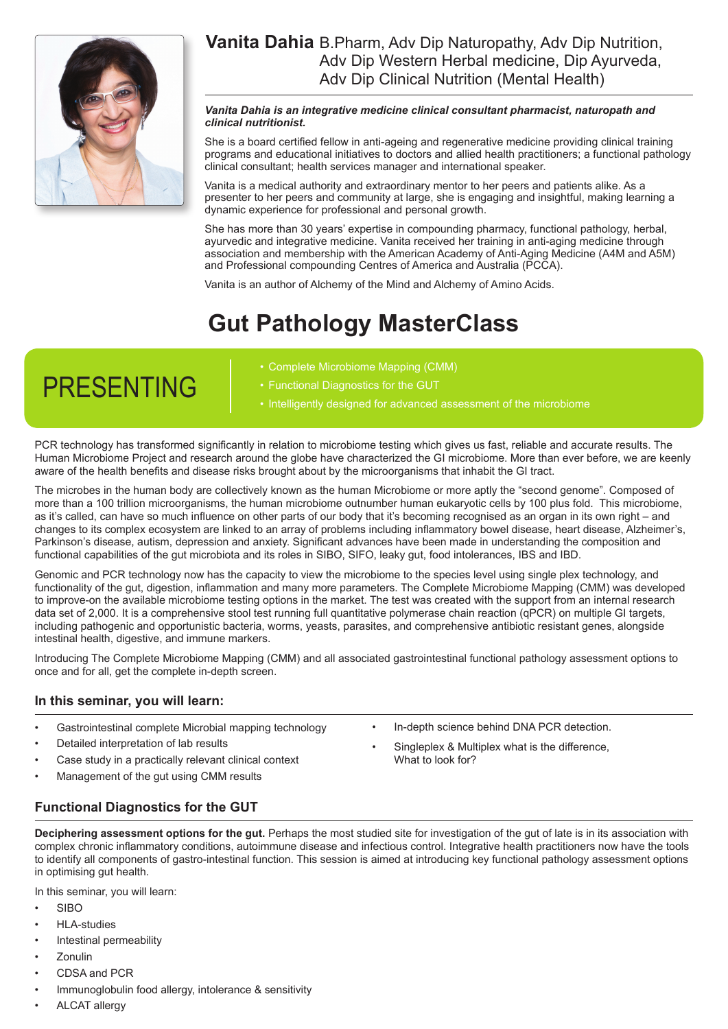## Vanita Dahia B.Pharm, Adv Dip Naturopathy, Adv Dip Nutrition, Adv Dip Western Herbal medicine, Dip Ayurveda, Adv Dip Clinical Nutrition (Mental Health)

***Vanita Dahia is an integrative medicine clinical consultant pharmacist, naturopath and clinical nutritionist.***

She is a board certified fellow in anti-ageing and regenerative medicine providing clinical training programs and educational initiatives to doctors and allied health practitioners; a functional pathology clinical consultant; health services manager and international speaker.

Vanita is a medical authority and extraordinary mentor to her peers and patients alike. As a presenter to her peers and community at large, she is engaging and insightful, making learning a dynamic experience for professional and personal growth.

She has more than 30 years' expertise in compounding pharmacy, functional pathology, herbal, ayurvedic and integrative medicine. Vanita received her training in anti-aging medicine through association and membership with the American Academy of Anti-Aging Medicine (A4M and A5M) and Professional compounding Centres of America and Australia (PCCA).

Vanita is an author of Alchemy of the Mind and Alchemy of Amino Acids.

# Gut Pathology MasterClass

## PRESENTING

- Complete Microbiome Mapping (CMM)
- Functional Diagnostics for the GUT
- Intelligently designed for advanced assessment of the microbiome

PCR technology has transformed significantly in relation to microbiome testing which gives us fast, reliable and accurate results. The Human Microbiome Project and research around the globe have characterized the GI microbiome. More than ever before, we are keenly aware of the health benefits and disease risks brought about by the microorganisms that inhabit the GI tract.

The microbes in the human body are collectively known as the human Microbiome or more aptly the "second genome". Composed of more than a 100 trillion microorganisms, the human microbiome outnumber human eukaryotic cells by 100 plus fold. This microbiome, as it's called, can have so much influence on other parts of our body that it's becoming recognised as an organ in its own right – and changes to its complex ecosystem are linked to an array of problems including inflammatory bowel disease, heart disease, Alzheimer's, Parkinson's disease, autism, depression and anxiety. Significant advances have been made in understanding the composition and functional capabilities of the gut microbiota and its roles in SIBO, SIFO, leaky gut, food intolerances, IBS and IBD.

Genomic and PCR technology now has the capacity to view the microbiome to the species level using single plex technology, and functionality of the gut, digestion, inflammation and many more parameters. The Complete Microbiome Mapping (CMM) was developed to improve-on the available microbiome testing options in the market. The test was created with the support from an internal research data set of 2,000. It is a comprehensive stool test running full quantitative polymerase chain reaction (qPCR) on multiple GI targets, including pathogenic and opportunistic bacteria, worms, yeasts, parasites, and comprehensive antibiotic resistant genes, alongside intestinal health, digestive, and immune markers.

Introducing The Complete Microbiome Mapping (CMM) and all associated gastrointestinal functional pathology assessment options to once and for all, get the complete in-depth screen.

### In this seminar, you will learn:

- Gastrointestinal complete Microbial mapping technology
- Detailed interpretation of lab results
- Case study in a practically relevant clinical context
- Management of the gut using CMM results
- In-depth science behind DNA PCR detection.
- Singleplex & Multiplex what is the difference, What to look for?

### Functional Diagnostics for the GUT

**Deciphering assessment options for the gut.** Perhaps the most studied site for investigation of the gut of late is in its association with complex chronic inflammatory conditions, autoimmune disease and infectious control. Integrative health practitioners now have the tools to identify all components of gastro-intestinal function. This session is aimed at introducing key functional pathology assessment options in optimising gut health.

In this seminar, you will learn:

- SIBO
- HLA-studies
- Intestinal permeability
- Zonulin
- CDSA and PCR
- Immunoglobulin food allergy, intolerance & sensitivity
- ALCAT allergy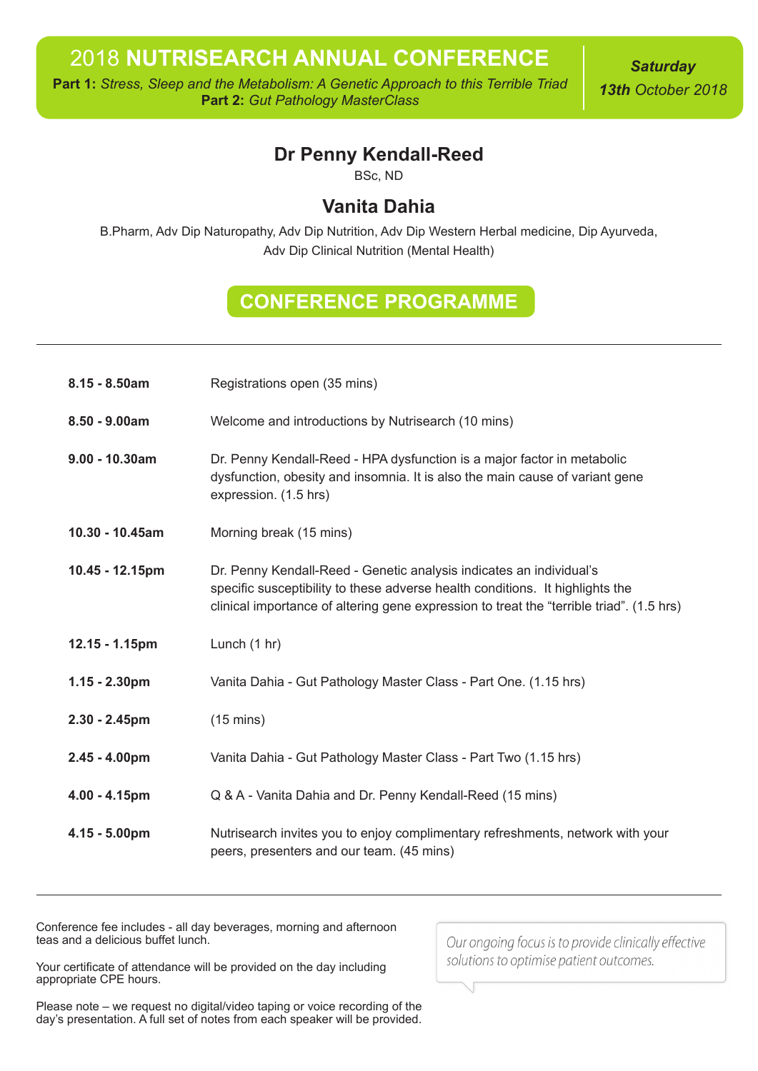# 2018 **NUTRISEARCH ANNUAL CONFERENCE**

**Part 1:** *Stress, Sleep and the Metabolism: A Genetic Approach to this Terrible Triad*
**Part 2:** *Gut Pathology MasterClass*

***Saturday***
***13th** October 2018*

## Dr Penny Kendall-Reed

BSc, ND

## Vanita Dahia

B.Pharm, Adv Dip Naturopathy, Adv Dip Nutrition, Adv Dip Western Herbal medicine, Dip Ayurveda, Adv Dip Clinical Nutrition (Mental Health)

## CONFERENCE PROGRAMME

| | |
|---|---|
| **8.15 - 8.50am** | Registrations open (35 mins) |
| **8.50 - 9.00am** | Welcome and introductions by Nutrisearch (10 mins) |
| **9.00 - 10.30am** | Dr. Penny Kendall-Reed - HPA dysfunction is a major factor in metabolic dysfunction, obesity and insomnia. It is also the main cause of variant gene expression. (1.5 hrs) |
| **10.30 - 10.45am** | Morning break (15 mins) |
| **10.45 - 12.15pm** | Dr. Penny Kendall-Reed - Genetic analysis indicates an individual's specific susceptibility to these adverse health conditions. It highlights the clinical importance of altering gene expression to treat the "terrible triad". (1.5 hrs) |
| **12.15 - 1.15pm** | Lunch (1 hr) |
| **1.15 - 2.30pm** | Vanita Dahia - Gut Pathology Master Class - Part One. (1.15 hrs) |
| **2.30 - 2.45pm** | (15 mins) |
| **2.45 - 4.00pm** | Vanita Dahia - Gut Pathology Master Class - Part Two (1.15 hrs) |
| **4.00 - 4.15pm** | Q & A - Vanita Dahia and Dr. Penny Kendall-Reed (15 mins) |
| **4.15 - 5.00pm** | Nutrisearch invites you to enjoy complimentary refreshments, network with your peers, presenters and our team. (45 mins) |

Conference fee includes - all day beverages, morning and afternoon teas and a delicious buffet lunch.

Your certificate of attendance will be provided on the day including appropriate CPE hours.

Please note – we request no digital/video taping or voice recording of the day's presentation. A full set of notes from each speaker will be provided.

*Our ongoing focus is to provide clinically effective solutions to optimise patient outcomes.*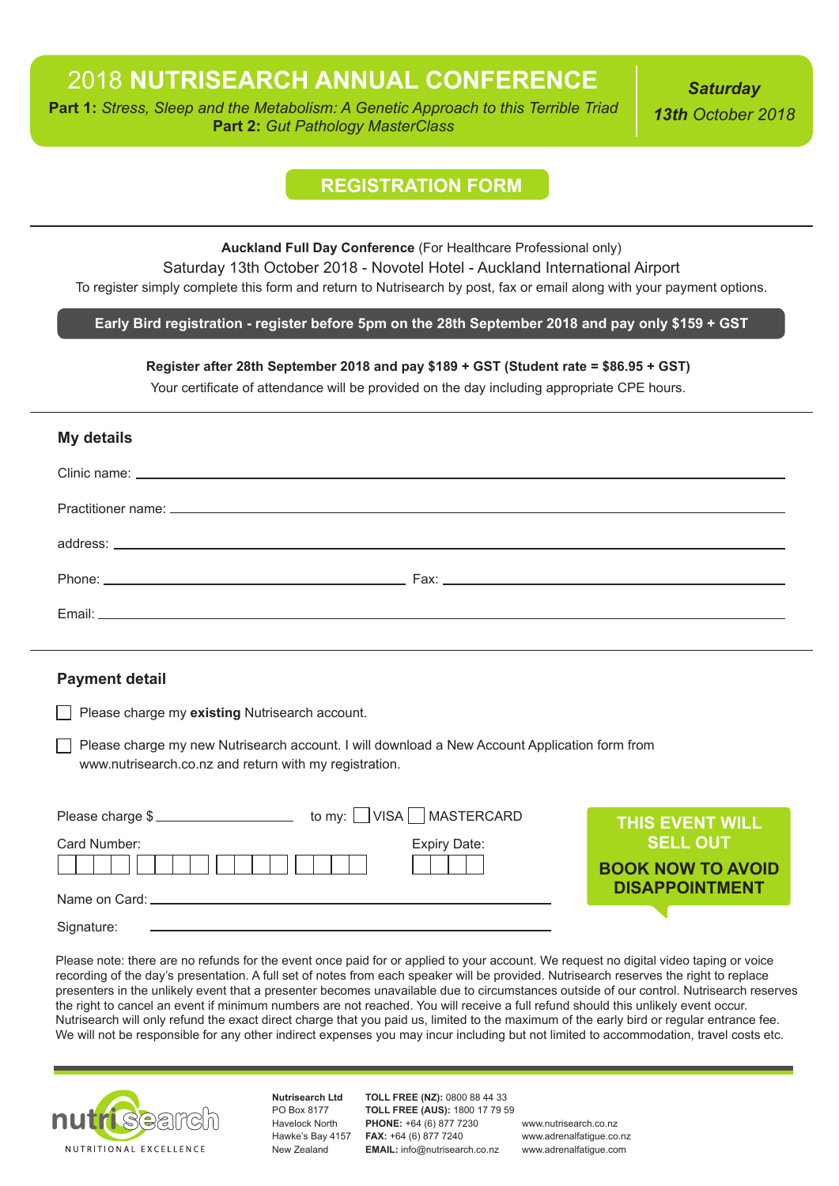# 2018 NUTRISEARCH ANNUAL CONFERENCE

**Part 1:** *Stress, Sleep and the Metabolism: A Genetic Approach to this Terrible Triad*
**Part 2:** *Gut Pathology MasterClass*

***Saturday***
***13th** October 2018*

## REGISTRATION FORM

**Auckland Full Day Conference** (For Healthcare Professional only)
Saturday 13th October 2018 - Novotel Hotel - Auckland International Airport
To register simply complete this form and return to Nutrisearch by post, fax or email along with your payment options.

**Early Bird registration - register before 5pm on the 28th September 2018 and pay only $159 + GST**

**Register after 28th September 2018 and pay $189 + GST (Student rate = $86.95 + GST)**
Your certificate of attendance will be provided on the day including appropriate CPE hours.

### My details

Clinic name: ______________________________

Practitioner name: ______________________________

address: ______________________________

Phone: ______________________________ Fax: ______________________________

Email: ______________________________

### Payment detail

☐ Please charge my **existing** Nutrisearch account.

☐ Please charge my new Nutrisearch account. I will download a New Account Application form from www.nutrisearch.co.nz and return with my registration.

Please charge $ ______________ to my: ☐ VISA ☐ MASTERCARD

Card Number: ☐☐☐☐ ☐☐☐☐ ☐☐☐☐ ☐☐☐☐ Expiry Date: ☐☐☐☐

Name on Card: ______________________________

Signature: ______________________________

**THIS EVENT WILL SELL OUT**

**BOOK NOW TO AVOID DISAPPOINTMENT**

Please note: there are no refunds for the event once paid for or applied to your account. We request no digital video taping or voice recording of the day's presentation. A full set of notes from each speaker will be provided. Nutrisearch reserves the right to replace presenters in the unlikely event that a presenter becomes unavailable due to circumstances outside of our control. Nutrisearch reserves the right to cancel an event if minimum numbers are not reached. You will receive a full refund should this unlikely event occur. Nutrisearch will only refund the exact direct charge that you paid us, limited to the maximum of the early bird or regular entrance fee. We will not be responsible for any other indirect expenses you may incur including but not limited to accommodation, travel costs etc.

nutrisearch
NUTRITIONAL EXCELLENCE

**Nutrisearch Ltd**
PO Box 8177
Havelock North
Hawke's Bay 4157
New Zealand

**TOLL FREE (NZ):** 0800 88 44 33
**TOLL FREE (AUS):** 1800 17 79 59
**PHONE:** +64 (6) 877 7230
**FAX:** +64 (6) 877 7240
**EMAIL:** info@nutrisearch.co.nz

www.nutrisearch.co.nz
www.adrenalfatigue.co.nz
www.adrenalfatigue.com